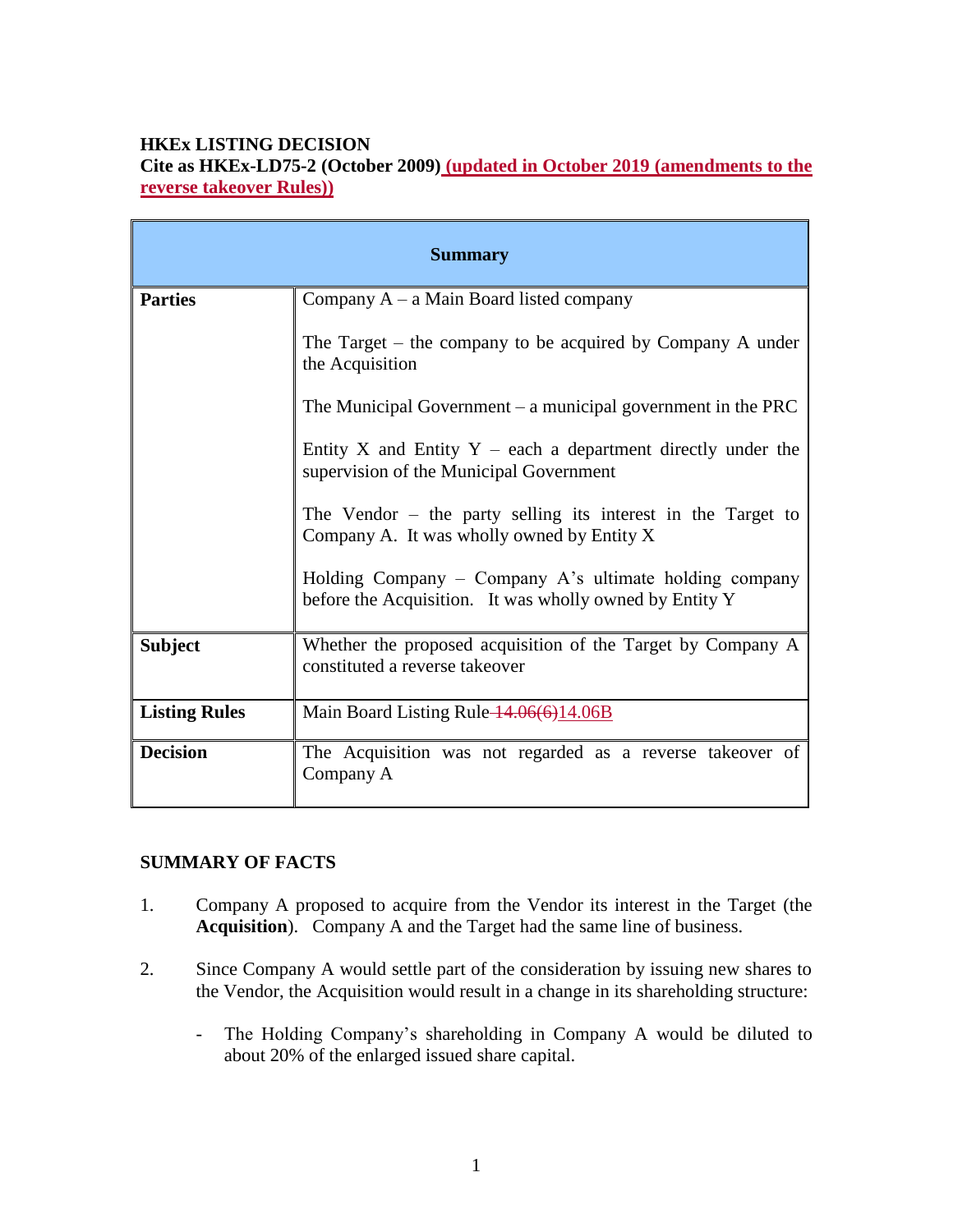**HKEx LISTING DECISION**
**Cite as HKEx-LD75-2 (October 2009) (updated in October 2019 (amendments to the reverse takeover Rules))**

| Summary | |
|---|---|
| **Parties** | Company A – a Main Board listed company<br><br>The Target – the company to be acquired by Company A under the Acquisition<br><br>The Municipal Government – a municipal government in the PRC<br><br>Entity X and Entity Y – each a department directly under the supervision of the Municipal Government<br><br>The Vendor – the party selling its interest in the Target to Company A. It was wholly owned by Entity X<br><br>Holding Company – Company A's ultimate holding company before the Acquisition. It was wholly owned by Entity Y |
| **Subject** | Whether the proposed acquisition of the Target by Company A constituted a reverse takeover |
| **Listing Rules** | Main Board Listing Rule ~~14.06(6)~~14.06B |
| **Decision** | The Acquisition was not regarded as a reverse takeover of Company A |

**SUMMARY OF FACTS**

1. Company A proposed to acquire from the Vendor its interest in the Target (the **Acquisition**). Company A and the Target had the same line of business.

2. Since Company A would settle part of the consideration by issuing new shares to the Vendor, the Acquisition would result in a change in its shareholding structure:

   - The Holding Company's shareholding in Company A would be diluted to about 20% of the enlarged issued share capital.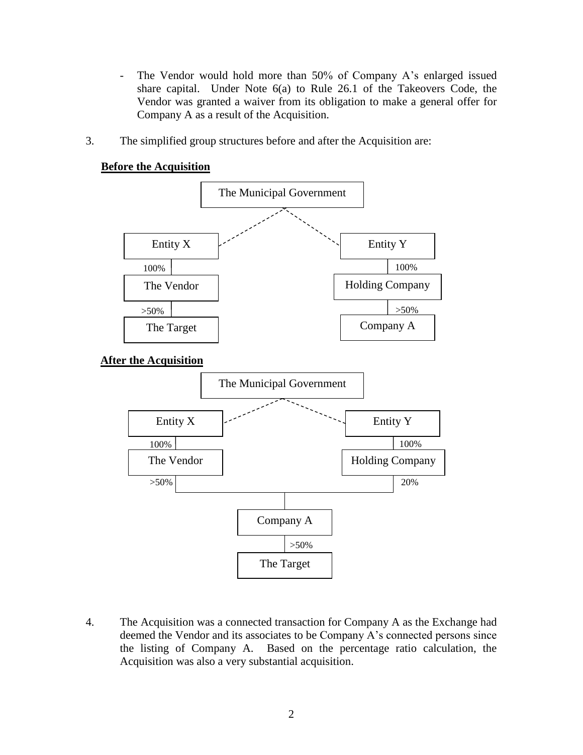- The Vendor would hold more than 50% of Company A's enlarged issued share capital. Under Note 6(a) to Rule 26.1 of the Takeovers Code, the Vendor was granted a waiver from its obligation to make a general offer for Company A as a result of the Acquisition.

3. The simplified group structures before and after the Acquisition are:

**Before the Acquisition**

```
                     The Municipal Government
                    /                        \
             Entity X                      Entity Y
                | 100%                        | 100%
            The Vendor                  Holding Company
                | >50%                        | >50%
            The Target                    Company A
```

**After the Acquisition**

```
                     The Municipal Government
                    /                        \
             Entity X                      Entity Y
                | 100%                        | 100%
            The Vendor                  Holding Company
                | >50%                        | 20%
                 \___________________________/
                              |
                          Company A
                              | >50%
                          The Target
```

4. The Acquisition was a connected transaction for Company A as the Exchange had deemed the Vendor and its associates to be Company A's connected persons since the listing of Company A. Based on the percentage ratio calculation, the Acquisition was also a very substantial acquisition.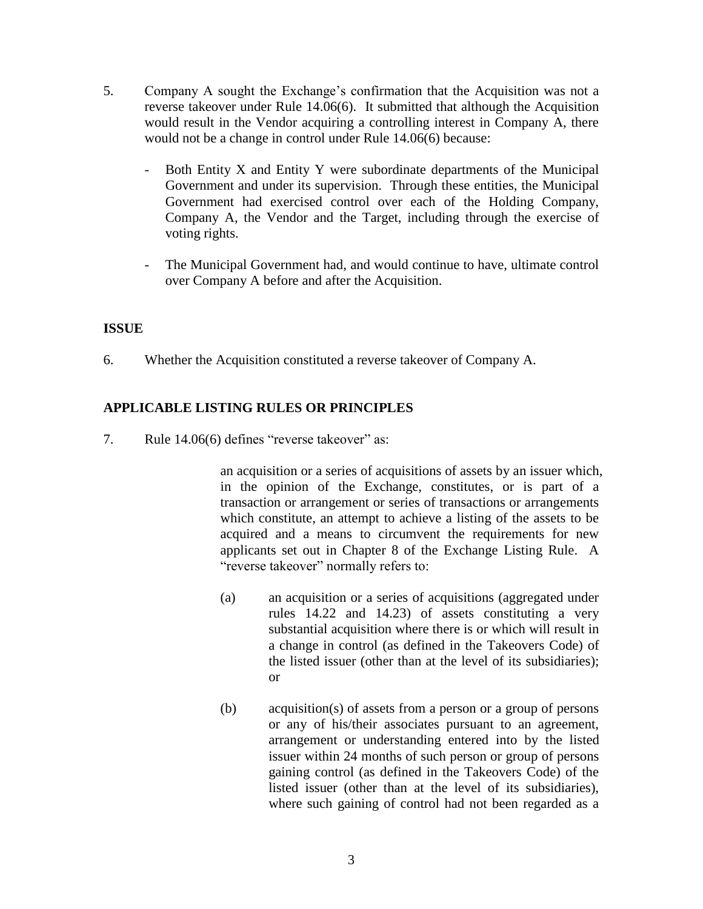5. Company A sought the Exchange's confirmation that the Acquisition was not a reverse takeover under Rule 14.06(6). It submitted that although the Acquisition would result in the Vendor acquiring a controlling interest in Company A, there would not be a change in control under Rule 14.06(6) because:

   - Both Entity X and Entity Y were subordinate departments of the Municipal Government and under its supervision. Through these entities, the Municipal Government had exercised control over each of the Holding Company, Company A, the Vendor and the Target, including through the exercise of voting rights.

   - The Municipal Government had, and would continue to have, ultimate control over Company A before and after the Acquisition.

## ISSUE

6. Whether the Acquisition constituted a reverse takeover of Company A.

## APPLICABLE LISTING RULES OR PRINCIPLES

7. Rule 14.06(6) defines "reverse takeover" as:

   > an acquisition or a series of acquisitions of assets by an issuer which, in the opinion of the Exchange, constitutes, or is part of a transaction or arrangement or series of transactions or arrangements which constitute, an attempt to achieve a listing of the assets to be acquired and a means to circumvent the requirements for new applicants set out in Chapter 8 of the Exchange Listing Rule. A "reverse takeover" normally refers to:
   >
   > (a) an acquisition or a series of acquisitions (aggregated under rules 14.22 and 14.23) of assets constituting a very substantial acquisition where there is or which will result in a change in control (as defined in the Takeovers Code) of the listed issuer (other than at the level of its subsidiaries); or
   >
   > (b) acquisition(s) of assets from a person or a group of persons or any of his/their associates pursuant to an agreement, arrangement or understanding entered into by the listed issuer within 24 months of such person or group of persons gaining control (as defined in the Takeovers Code) of the listed issuer (other than at the level of its subsidiaries), where such gaining of control had not been regarded as a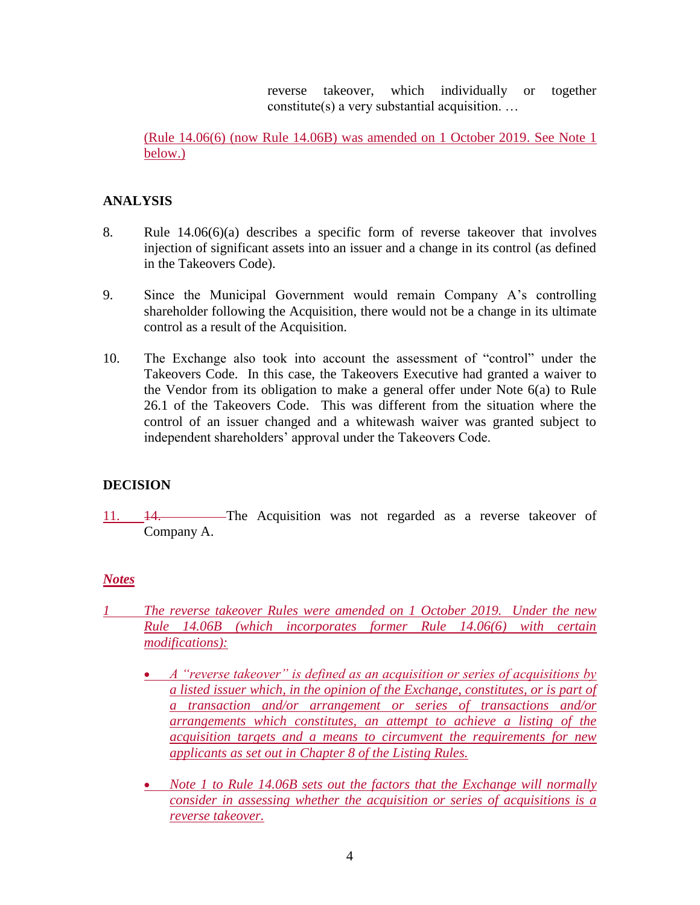reverse takeover, which individually or together constitute(s) a very substantial acquisition. …

(Rule 14.06(6) (now Rule 14.06B) was amended on 1 October 2019. See Note 1 below.)

## ANALYSIS

8. Rule 14.06(6)(a) describes a specific form of reverse takeover that involves injection of significant assets into an issuer and a change in its control (as defined in the Takeovers Code).

9. Since the Municipal Government would remain Company A's controlling shareholder following the Acquisition, there would not be a change in its ultimate control as a result of the Acquisition.

10. The Exchange also took into account the assessment of "control" under the Takeovers Code. In this case, the Takeovers Executive had granted a waiver to the Vendor from its obligation to make a general offer under Note 6(a) to Rule 26.1 of the Takeovers Code. This was different from the situation where the control of an issuer changed and a whitewash waiver was granted subject to independent shareholders' approval under the Takeovers Code.

## DECISION

11. ~~14.~~ The Acquisition was not regarded as a reverse takeover of Company A.

***Notes***

*1 The reverse takeover Rules were amended on 1 October 2019. Under the new Rule 14.06B (which incorporates former Rule 14.06(6) with certain modifications):*

- *A "reverse takeover" is defined as an acquisition or series of acquisitions by a listed issuer which, in the opinion of the Exchange, constitutes, or is part of a transaction and/or arrangement or series of transactions and/or arrangements which constitutes, an attempt to achieve a listing of the acquisition targets and a means to circumvent the requirements for new applicants as set out in Chapter 8 of the Listing Rules.*

- *Note 1 to Rule 14.06B sets out the factors that the Exchange will normally consider in assessing whether the acquisition or series of acquisitions is a reverse takeover.*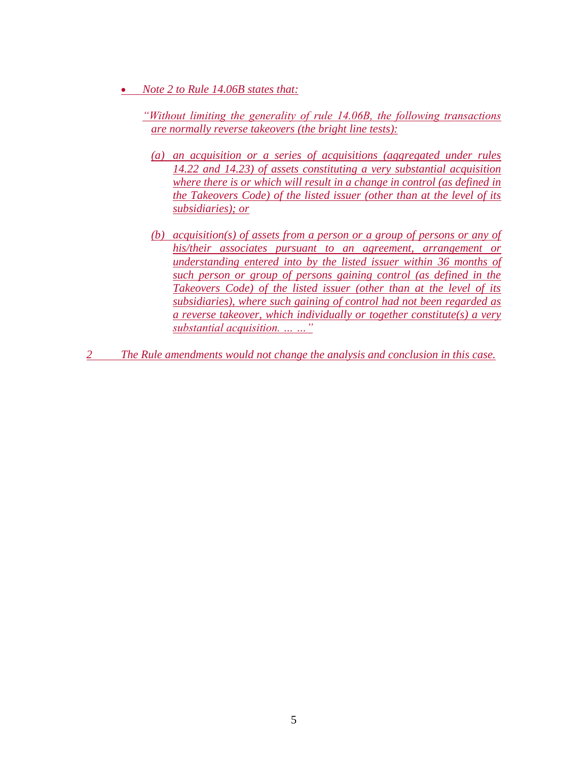- *Note 2 to Rule 14.06B states that:*

  *"Without limiting the generality of rule 14.06B, the following transactions are normally reverse takeovers (the bright line tests):*

  *(a) an acquisition or a series of acquisitions (aggregated under rules 14.22 and 14.23) of assets constituting a very substantial acquisition where there is or which will result in a change in control (as defined in the Takeovers Code) of the listed issuer (other than at the level of its subsidiaries); or*

  *(b) acquisition(s) of assets from a person or a group of persons or any of his/their associates pursuant to an agreement, arrangement or understanding entered into by the listed issuer within 36 months of such person or group of persons gaining control (as defined in the Takeovers Code) of the listed issuer (other than at the level of its subsidiaries), where such gaining of control had not been regarded as a reverse takeover, which individually or together constitute(s) a very substantial acquisition. ... ..."*

*2 The Rule amendments would not change the analysis and conclusion in this case.*